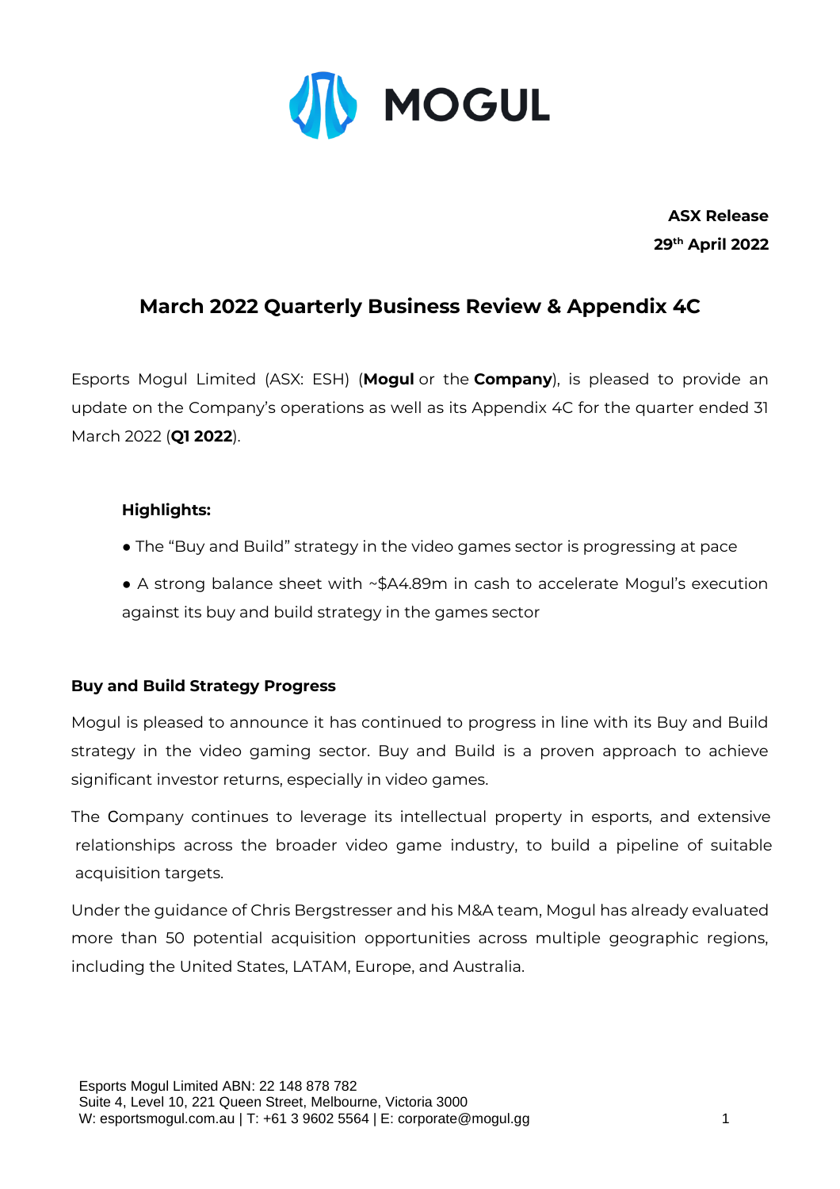MOGUL

**ASX Release**
**29th April 2022**

# March 2022 Quarterly Business Review & Appendix 4C

Esports Mogul Limited (ASX: ESH) (**Mogul** or the **Company**), is pleased to provide an update on the Company's operations as well as its Appendix 4C for the quarter ended 31 March 2022 (**Q1 2022**).

**Highlights:**

- The "Buy and Build" strategy in the video games sector is progressing at pace
- A strong balance sheet with ~$A4.89m in cash to accelerate Mogul's execution against its buy and build strategy in the games sector

## Buy and Build Strategy Progress

Mogul is pleased to announce it has continued to progress in line with its Buy and Build strategy in the video gaming sector. Buy and Build is a proven approach to achieve significant investor returns, especially in video games.

The Company continues to leverage its intellectual property in esports, and extensive relationships across the broader video game industry, to build a pipeline of suitable acquisition targets.

Under the guidance of Chris Bergstresser and his M&A team, Mogul has already evaluated more than 50 potential acquisition opportunities across multiple geographic regions, including the United States, LATAM, Europe, and Australia.

Esports Mogul Limited ABN: 22 148 878 782
Suite 4, Level 10, 221 Queen Street, Melbourne, Victoria 3000
W: esportsmogul.com.au | T: +61 3 9602 5564 | E: corporate@mogul.gg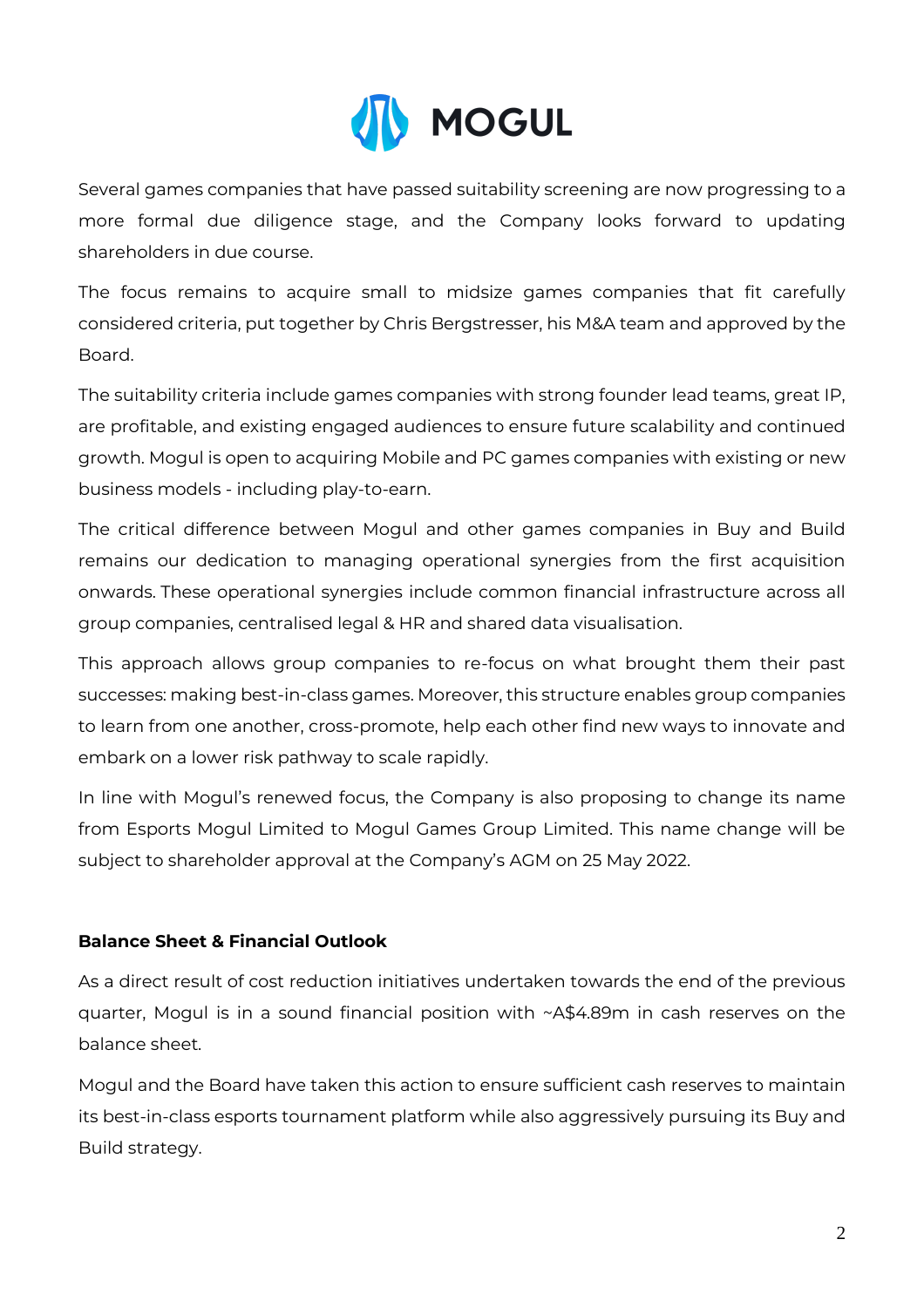Several games companies that have passed suitability screening are now progressing to a more formal due diligence stage, and the Company looks forward to updating shareholders in due course.

The focus remains to acquire small to midsize games companies that fit carefully considered criteria, put together by Chris Bergstresser, his M&A team and approved by the Board.

The suitability criteria include games companies with strong founder lead teams, great IP, are profitable, and existing engaged audiences to ensure future scalability and continued growth. Mogul is open to acquiring Mobile and PC games companies with existing or new business models - including play-to-earn.

The critical difference between Mogul and other games companies in Buy and Build remains our dedication to managing operational synergies from the first acquisition onwards. These operational synergies include common financial infrastructure across all group companies, centralised legal & HR and shared data visualisation.

This approach allows group companies to re-focus on what brought them their past successes: making best-in-class games. Moreover, this structure enables group companies to learn from one another, cross-promote, help each other find new ways to innovate and embark on a lower risk pathway to scale rapidly.

In line with Mogul's renewed focus, the Company is also proposing to change its name from Esports Mogul Limited to Mogul Games Group Limited. This name change will be subject to shareholder approval at the Company's AGM on 25 May 2022.

**Balance Sheet & Financial Outlook**

As a direct result of cost reduction initiatives undertaken towards the end of the previous quarter, Mogul is in a sound financial position with ~A$4.89m in cash reserves on the balance sheet.

Mogul and the Board have taken this action to ensure sufficient cash reserves to maintain its best-in-class esports tournament platform while also aggressively pursuing its Buy and Build strategy.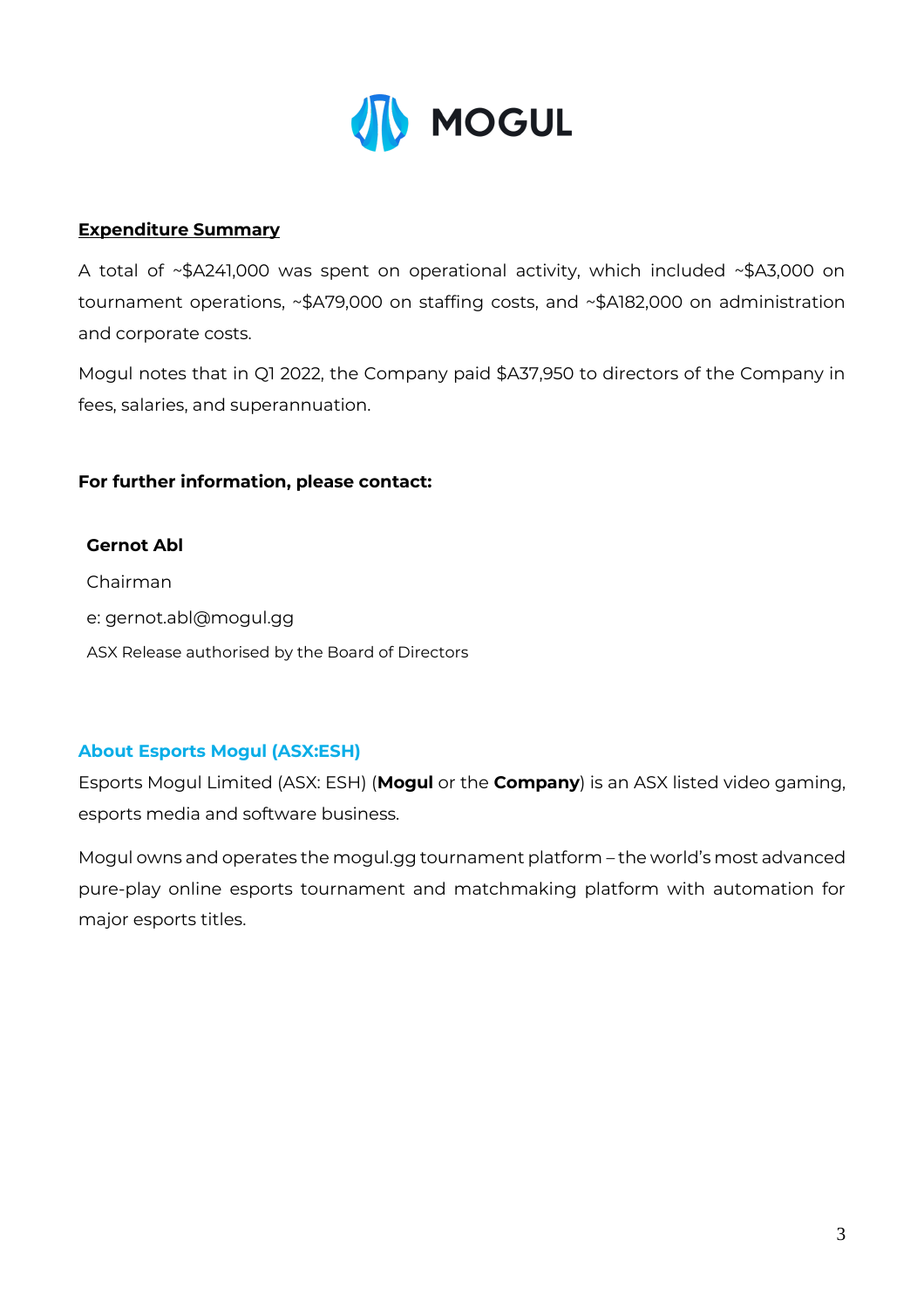**Expenditure Summary**

A total of ~$A241,000 was spent on operational activity, which included ~$A3,000 on tournament operations, ~$A79,000 on staffing costs, and ~$A182,000 on administration and corporate costs.

Mogul notes that in Q1 2022, the Company paid $A37,950 to directors of the Company in fees, salaries, and superannuation.

**For further information, please contact:**

**Gernot Abl**

Chairman

e: gernot.abl@mogul.gg

ASX Release authorised by the Board of Directors

### About Esports Mogul (ASX:ESH)

Esports Mogul Limited (ASX: ESH) (**Mogul** or the **Company**) is an ASX listed video gaming, esports media and software business.

Mogul owns and operates the mogul.gg tournament platform – the world's most advanced pure-play online esports tournament and matchmaking platform with automation for major esports titles.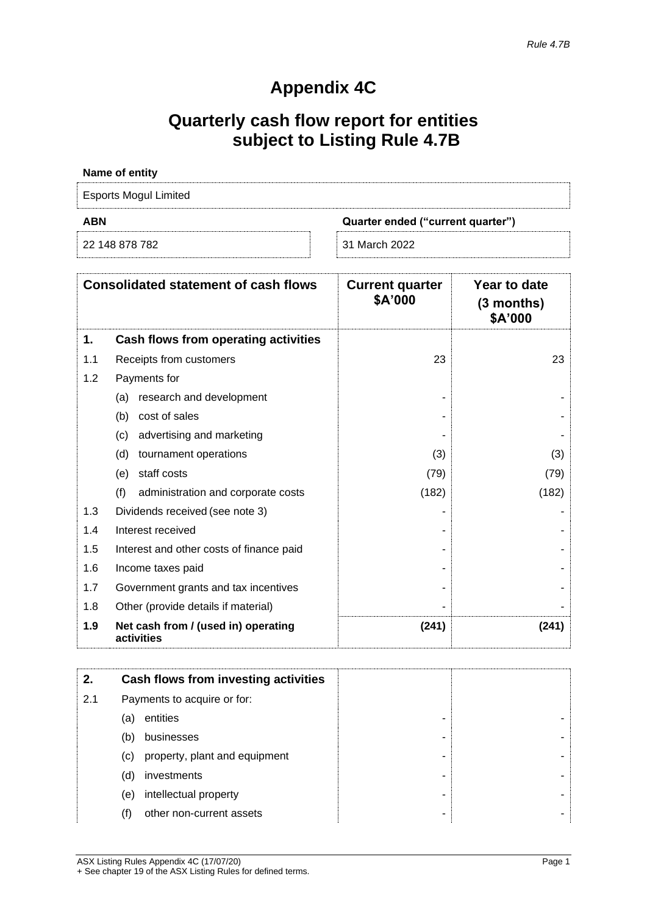*Rule 4.7B*

# Appendix 4C

## Quarterly cash flow report for entities subject to Listing Rule 4.7B

**Name of entity**

Esports Mogul Limited

| ABN | Quarter ended ("current quarter") |
|---|---|
| 22 148 878 782 | 31 March 2022 |

| | Consolidated statement of cash flows | Current quarter $A'000 | Year to date (3 months) $A'000 |
|---|---|---|---|
| **1.** | **Cash flows from operating activities** | | |
| 1.1 | Receipts from customers | 23 | 23 |
| 1.2 | Payments for | | |
| | (a) research and development | - | - |
| | (b) cost of sales | - | - |
| | (c) advertising and marketing | - | - |
| | (d) tournament operations | (3) | (3) |
| | (e) staff costs | (79) | (79) |
| | (f) administration and corporate costs | (182) | (182) |
| 1.3 | Dividends received (see note 3) | - | - |
| 1.4 | Interest received | - | - |
| 1.5 | Interest and other costs of finance paid | - | - |
| 1.6 | Income taxes paid | - | - |
| 1.7 | Government grants and tax incentives | - | - |
| 1.8 | Other (provide details if material) | - | - |
| **1.9** | **Net cash from / (used in) operating activities** | **(241)** | **(241)** |

| | | | |
|---|---|---|---|
| **2.** | **Cash flows from investing activities** | | |
| 2.1 | Payments to acquire or for: | | |
| | (a) entities | - | - |
| | (b) businesses | - | - |
| | (c) property, plant and equipment | - | - |
| | (d) investments | - | - |
| | (e) intellectual property | - | - |
| | (f) other non-current assets | - | - |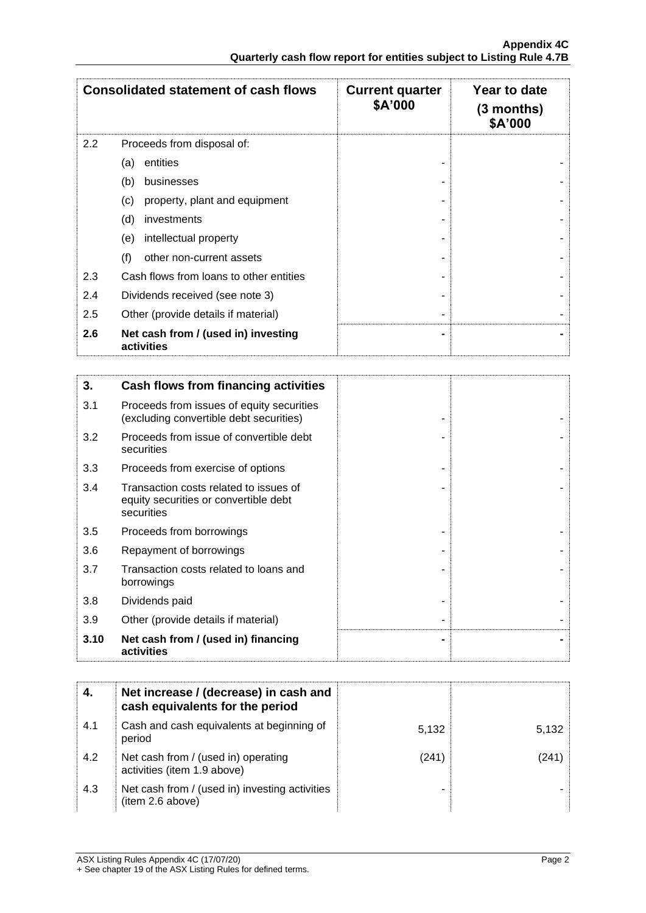| Consolidated statement of cash flows | | Current quarter $A'000 | Year to date (3 months) $A'000 |
|---|---|---|---|
| 2.2 | Proceeds from disposal of: | | |
| | (a) entities | - | - |
| | (b) businesses | - | - |
| | (c) property, plant and equipment | - | - |
| | (d) investments | - | - |
| | (e) intellectual property | - | - |
| | (f) other non-current assets | - | - |
| 2.3 | Cash flows from loans to other entities | - | - |
| 2.4 | Dividends received (see note 3) | - | - |
| 2.5 | Other (provide details if material) | - | - |
| **2.6** | **Net cash from / (used in) investing activities** | **-** | **-** |

| **3.** | **Cash flows from financing activities** | | |
|---|---|---|---|
| 3.1 | Proceeds from issues of equity securities (excluding convertible debt securities) | - | - |
| 3.2 | Proceeds from issue of convertible debt securities | - | - |
| 3.3 | Proceeds from exercise of options | - | - |
| 3.4 | Transaction costs related to issues of equity securities or convertible debt securities | - | - |
| 3.5 | Proceeds from borrowings | - | - |
| 3.6 | Repayment of borrowings | - | - |
| 3.7 | Transaction costs related to loans and borrowings | - | - |
| 3.8 | Dividends paid | - | - |
| 3.9 | Other (provide details if material) | - | - |
| **3.10** | **Net cash from / (used in) financing activities** | **-** | **-** |

| **4.** | **Net increase / (decrease) in cash and cash equivalents for the period** | | |
|---|---|---|---|
| 4.1 | Cash and cash equivalents at beginning of period | 5,132 | 5,132 |
| 4.2 | Net cash from / (used in) operating activities (item 1.9 above) | (241) | (241) |
| 4.3 | Net cash from / (used in) investing activities (item 2.6 above) | - | - |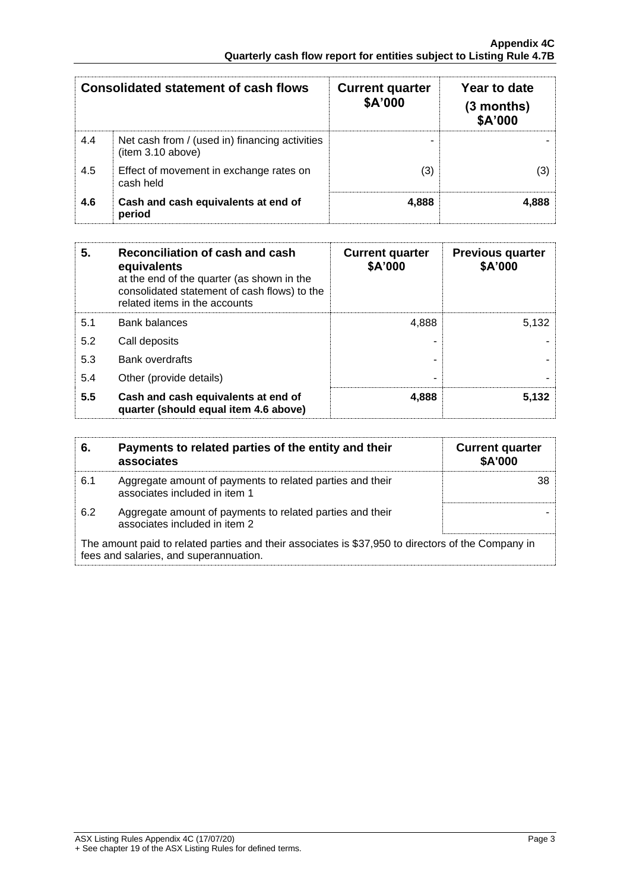| Consolidated statement of cash flows | | Current quarter $A'000 | Year to date (3 months) $A'000 |
|---|---|---|---|
| 4.4 | Net cash from / (used in) financing activities (item 3.10 above) | - | - |
| 4.5 | Effect of movement in exchange rates on cash held | (3) | (3) |
| **4.6** | **Cash and cash equivalents at end of period** | **4,888** | **4,888** |

| **5.** | **Reconciliation of cash and cash equivalents** at the end of the quarter (as shown in the consolidated statement of cash flows) to the related items in the accounts | **Current quarter $A'000** | **Previous quarter $A'000** |
|---|---|---|---|
| 5.1 | Bank balances | 4,888 | 5,132 |
| 5.2 | Call deposits | - | - |
| 5.3 | Bank overdrafts | - | - |
| 5.4 | Other (provide details) | - | - |
| **5.5** | **Cash and cash equivalents at end of quarter (should equal item 4.6 above)** | **4,888** | **5,132** |

| **6.** | **Payments to related parties of the entity and their associates** | **Current quarter $A'000** |
|---|---|---|
| 6.1 | Aggregate amount of payments to related parties and their associates included in item 1 | 38 |
| 6.2 | Aggregate amount of payments to related parties and their associates included in item 2 | - |

The amount paid to related parties and their associates is $37,950 to directors of the Company in fees and salaries, and superannuation.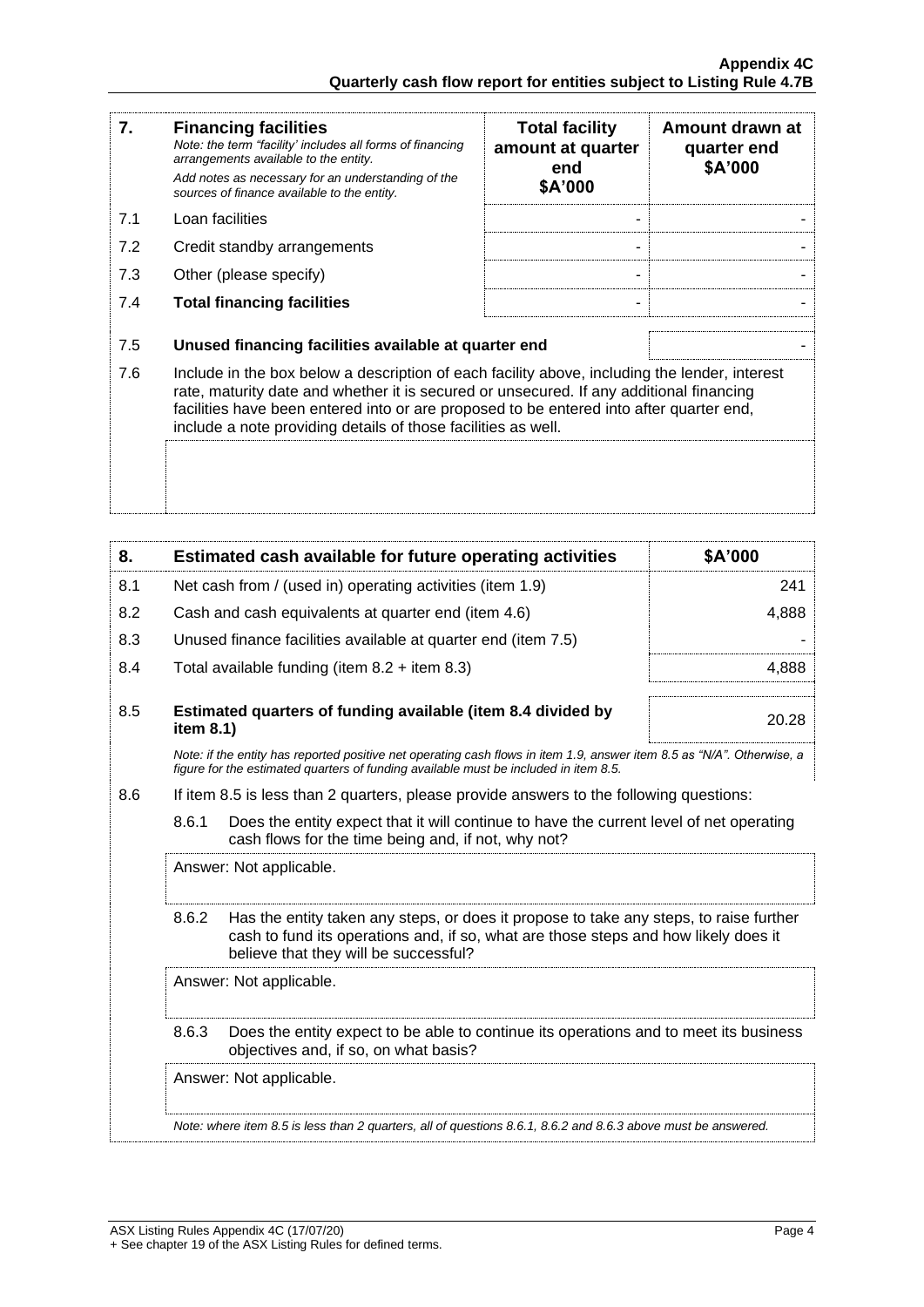| 7. | **Financing facilities**<br>*Note: the term "facility' includes all forms of financing arrangements available to the entity.*<br>*Add notes as necessary for an understanding of the sources of finance available to the entity.* | **Total facility amount at quarter end**<br>**\$A'000** | **Amount drawn at quarter end**<br>**\$A'000** |
|---|---|---|---|
| 7.1 | Loan facilities | - | - |
| 7.2 | Credit standby arrangements | - | - |
| 7.3 | Other (please specify) | - | - |
| 7.4 | **Total financing facilities** | - | - |

| | | |
|---|---|---|
| 7.5 | **Unused financing facilities available at quarter end** | - |

7.6 Include in the box below a description of each facility above, including the lender, interest rate, maturity date and whether it is secured or unsecured. If any additional financing facilities have been entered into or are proposed to be entered into after quarter end, include a note providing details of those facilities as well.

| 8. | **Estimated cash available for future operating activities** | **\$A'000** |
|---|---|---|
| 8.1 | Net cash from / (used in) operating activities (item 1.9) | 241 |
| 8.2 | Cash and cash equivalents at quarter end (item 4.6) | 4,888 |
| 8.3 | Unused finance facilities available at quarter end (item 7.5) | - |
| 8.4 | Total available funding (item 8.2 + item 8.3) | 4,888 |
| 8.5 | **Estimated quarters of funding available (item 8.4 divided by item 8.1)** | 20.28 |

*Note: if the entity has reported positive net operating cash flows in item 1.9, answer item 8.5 as "N/A". Otherwise, a figure for the estimated quarters of funding available must be included in item 8.5.*

8.6 If item 8.5 is less than 2 quarters, please provide answers to the following questions:

8.6.1 Does the entity expect that it will continue to have the current level of net operating cash flows for the time being and, if not, why not?

Answer: Not applicable.

8.6.2 Has the entity taken any steps, or does it propose to take any steps, to raise further cash to fund its operations and, if so, what are those steps and how likely does it believe that they will be successful?

Answer: Not applicable.

8.6.3 Does the entity expect to be able to continue its operations and to meet its business objectives and, if so, on what basis?

Answer: Not applicable.

*Note: where item 8.5 is less than 2 quarters, all of questions 8.6.1, 8.6.2 and 8.6.3 above must be answered.*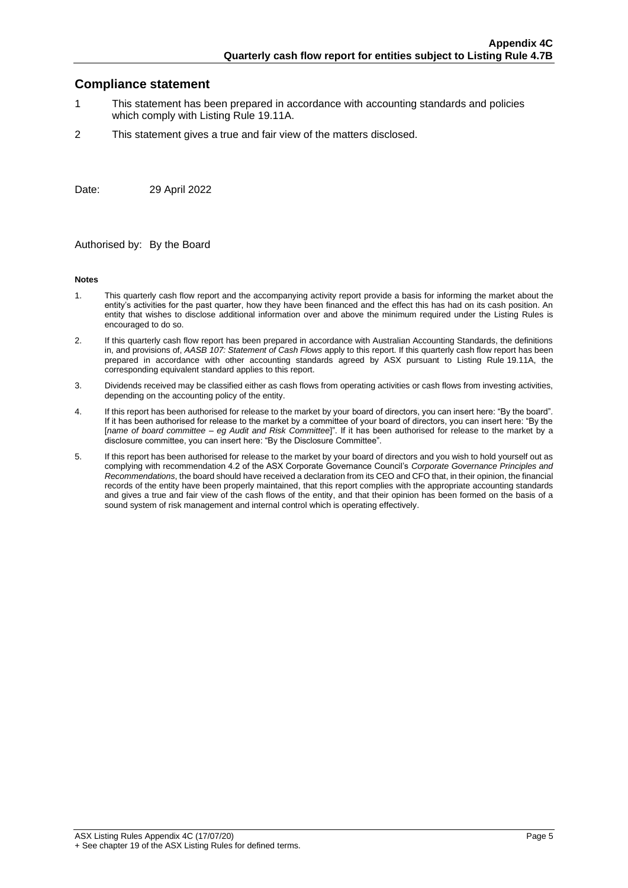## Compliance statement

1 This statement has been prepared in accordance with accounting standards and policies which comply with Listing Rule 19.11A.

2 This statement gives a true and fair view of the matters disclosed.

Date: 29 April 2022

Authorised by: By the Board

**Notes**

1. This quarterly cash flow report and the accompanying activity report provide a basis for informing the market about the entity's activities for the past quarter, how they have been financed and the effect this has had on its cash position. An entity that wishes to disclose additional information over and above the minimum required under the Listing Rules is encouraged to do so.

2. If this quarterly cash flow report has been prepared in accordance with Australian Accounting Standards, the definitions in, and provisions of, *AASB 107: Statement of Cash Flows* apply to this report. If this quarterly cash flow report has been prepared in accordance with other accounting standards agreed by ASX pursuant to Listing Rule 19.11A, the corresponding equivalent standard applies to this report.

3. Dividends received may be classified either as cash flows from operating activities or cash flows from investing activities, depending on the accounting policy of the entity.

4. If this report has been authorised for release to the market by your board of directors, you can insert here: "By the board". If it has been authorised for release to the market by a committee of your board of directors, you can insert here: "By the [*name of board committee – eg Audit and Risk Committee*]". If it has been authorised for release to the market by a disclosure committee, you can insert here: "By the Disclosure Committee".

5. If this report has been authorised for release to the market by your board of directors and you wish to hold yourself out as complying with recommendation 4.2 of the ASX Corporate Governance Council's *Corporate Governance Principles and Recommendations*, the board should have received a declaration from its CEO and CFO that, in their opinion, the financial records of the entity have been properly maintained, that this report complies with the appropriate accounting standards and gives a true and fair view of the cash flows of the entity, and that their opinion has been formed on the basis of a sound system of risk management and internal control which is operating effectively.